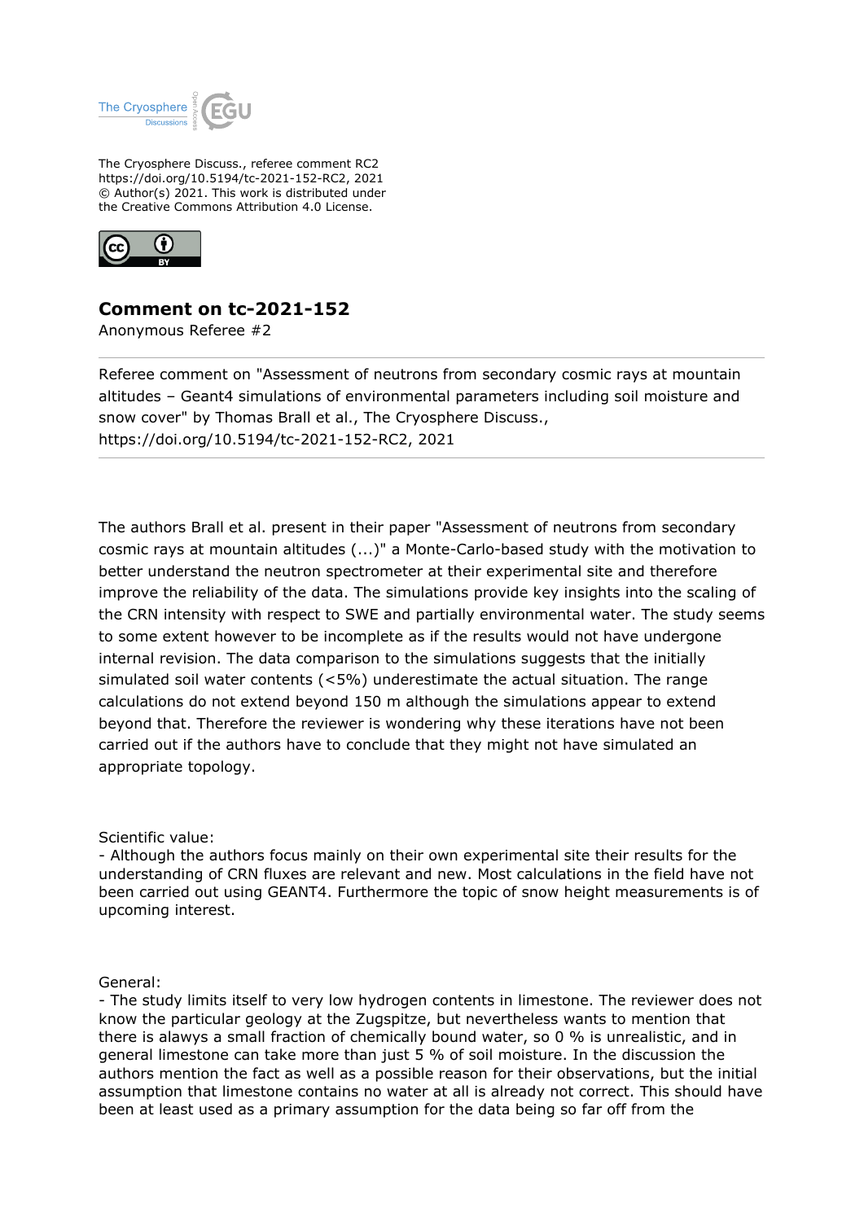The Cryosphere Discuss., referee comment RC2
https://doi.org/10.5194/tc-2021-152-RC2, 2021
© Author(s) 2021. This work is distributed under
the Creative Commons Attribution 4.0 License.

## Comment on tc-2021-152

Anonymous Referee #2

---

Referee comment on "Assessment of neutrons from secondary cosmic rays at mountain altitudes – Geant4 simulations of environmental parameters including soil moisture and snow cover" by Thomas Brall et al., The Cryosphere Discuss., https://doi.org/10.5194/tc-2021-152-RC2, 2021

---

The authors Brall et al. present in their paper "Assessment of neutrons from secondary cosmic rays at mountain altitudes (...)" a Monte-Carlo-based study with the motivation to better understand the neutron spectrometer at their experimental site and therefore improve the reliability of the data. The simulations provide key insights into the scaling of the CRN intensity with respect to SWE and partially environmental water. The study seems to some extent however to be incomplete as if the results would not have undergone internal revision. The data comparison to the simulations suggests that the initially simulated soil water contents (<5%) underestimate the actual situation. The range calculations do not extend beyond 150 m although the simulations appear to extend beyond that. Therefore the reviewer is wondering why these iterations have not been carried out if the authors have to conclude that they might not have simulated an appropriate topology.

Scientific value:

- Although the authors focus mainly on their own experimental site their results for the understanding of CRN fluxes are relevant and new. Most calculations in the field have not been carried out using GEANT4. Furthermore the topic of snow height measurements is of upcoming interest.

General:

- The study limits itself to very low hydrogen contents in limestone. The reviewer does not know the particular geology at the Zugspitze, but nevertheless wants to mention that there is alawys a small fraction of chemically bound water, so 0 % is unrealistic, and in general limestone can take more than just 5 % of soil moisture. In the discussion the authors mention the fact as well as a possible reason for their observations, but the initial assumption that limestone contains no water at all is already not correct. This should have been at least used as a primary assumption for the data being so far off from the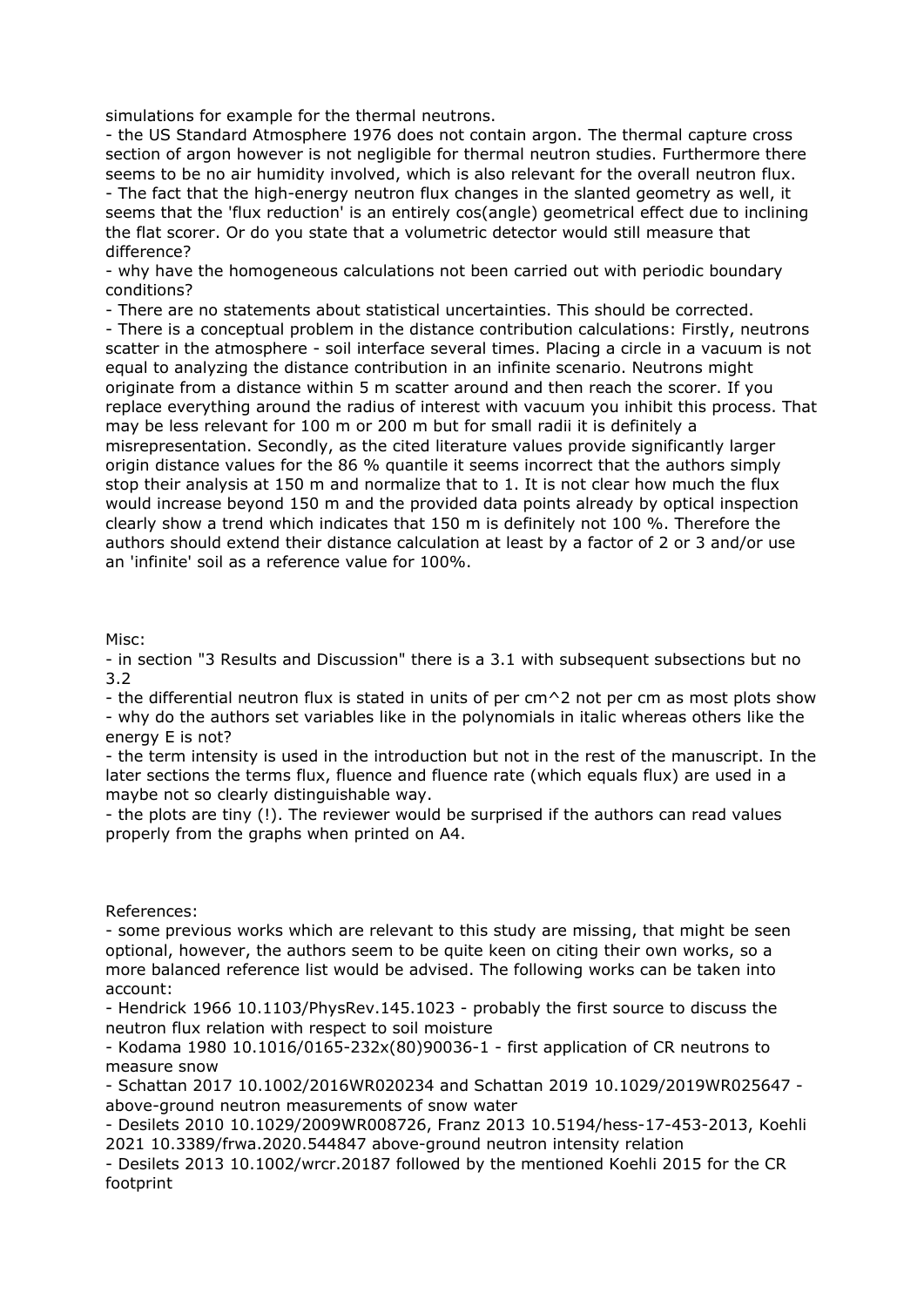simulations for example for the thermal neutrons.

- the US Standard Atmosphere 1976 does not contain argon. The thermal capture cross section of argon however is not negligible for thermal neutron studies. Furthermore there seems to be no air humidity involved, which is also relevant for the overall neutron flux.
- The fact that the high-energy neutron flux changes in the slanted geometry as well, it seems that the 'flux reduction' is an entirely cos(angle) geometrical effect due to inclining the flat scorer. Or do you state that a volumetric detector would still measure that difference?
- why have the homogeneous calculations not been carried out with periodic boundary conditions?
- There are no statements about statistical uncertainties. This should be corrected.
- There is a conceptual problem in the distance contribution calculations: Firstly, neutrons scatter in the atmosphere - soil interface several times. Placing a circle in a vacuum is not equal to analyzing the distance contribution in an infinite scenario. Neutrons might originate from a distance within 5 m scatter around and then reach the scorer. If you replace everything around the radius of interest with vacuum you inhibit this process. That may be less relevant for 100 m or 200 m but for small radii it is definitely a misrepresentation. Secondly, as the cited literature values provide significantly larger origin distance values for the 86 % quantile it seems incorrect that the authors simply stop their analysis at 150 m and normalize that to 1. It is not clear how much the flux would increase beyond 150 m and the provided data points already by optical inspection clearly show a trend which indicates that 150 m is definitely not 100 %. Therefore the authors should extend their distance calculation at least by a factor of 2 or 3 and/or use an 'infinite' soil as a reference value for 100%.

Misc:

- in section "3 Results and Discussion" there is a 3.1 with subsequent subsections but no 3.2
- the differential neutron flux is stated in units of per cm^2 not per cm as most plots show
- why do the authors set variables like in the polynomials in italic whereas others like the energy E is not?
- the term intensity is used in the introduction but not in the rest of the manuscript. In the later sections the terms flux, fluence and fluence rate (which equals flux) are used in a maybe not so clearly distinguishable way.
- the plots are tiny (!). The reviewer would be surprised if the authors can read values properly from the graphs when printed on A4.

References:

- some previous works which are relevant to this study are missing, that might be seen optional, however, the authors seem to be quite keen on citing their own works, so a more balanced reference list would be advised. The following works can be taken into account:
- Hendrick 1966 10.1103/PhysRev.145.1023 - probably the first source to discuss the neutron flux relation with respect to soil moisture
- Kodama 1980 10.1016/0165-232x(80)90036-1 - first application of CR neutrons to measure snow
- Schattan 2017 10.1002/2016WR020234 and Schattan 2019 10.1029/2019WR025647 - above-ground neutron measurements of snow water
- Desilets 2010 10.1029/2009WR008726, Franz 2013 10.5194/hess-17-453-2013, Koehli 2021 10.3389/frwa.2020.544847 above-ground neutron intensity relation
- Desilets 2013 10.1002/wrcr.20187 followed by the mentioned Koehli 2015 for the CR footprint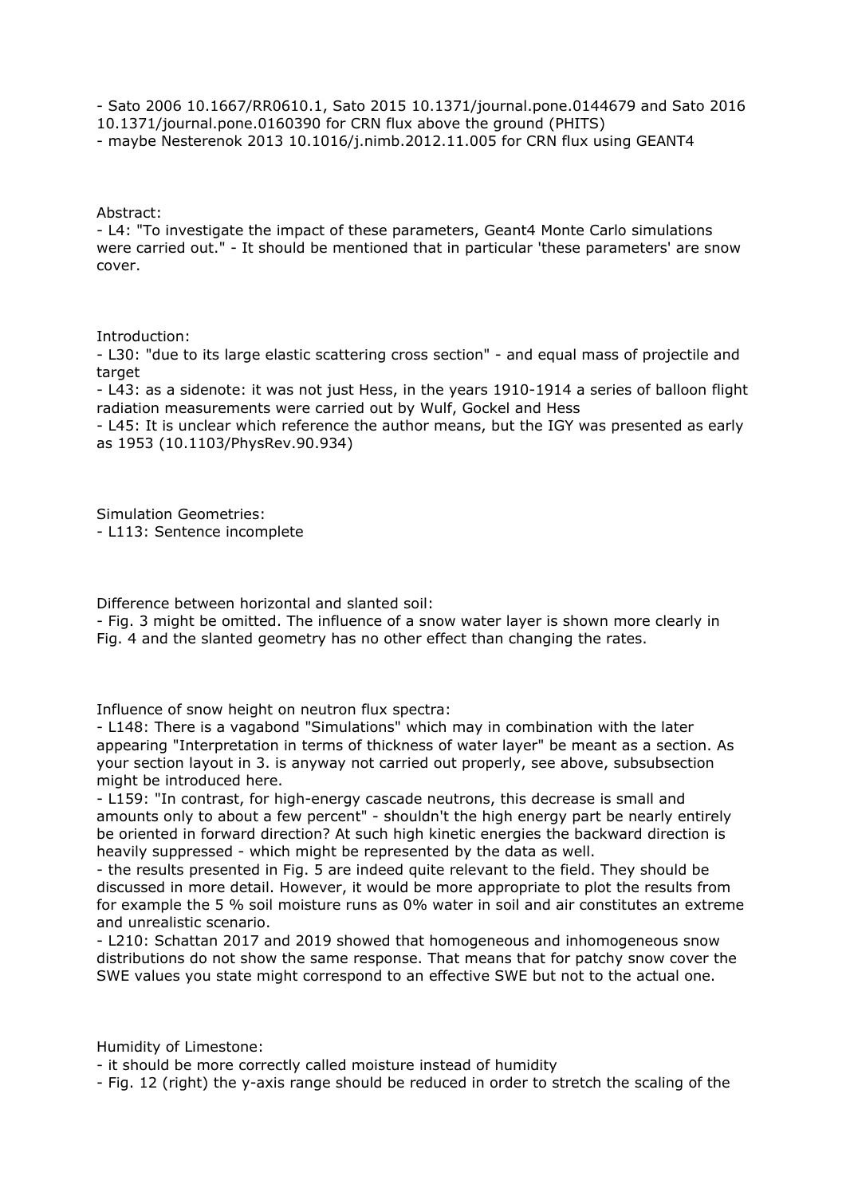- Sato 2006 10.1667/RR0610.1, Sato 2015 10.1371/journal.pone.0144679 and Sato 2016 10.1371/journal.pone.0160390 for CRN flux above the ground (PHITS)
- maybe Nesterenok 2013 10.1016/j.nimb.2012.11.005 for CRN flux using GEANT4

Abstract:
- L4: "To investigate the impact of these parameters, Geant4 Monte Carlo simulations were carried out." - It should be mentioned that in particular 'these parameters' are snow cover.

Introduction:
- L30: "due to its large elastic scattering cross section" - and equal mass of projectile and target
- L43: as a sidenote: it was not just Hess, in the years 1910-1914 a series of balloon flight radiation measurements were carried out by Wulf, Gockel and Hess
- L45: It is unclear which reference the author means, but the IGY was presented as early as 1953 (10.1103/PhysRev.90.934)

Simulation Geometries:
- L113: Sentence incomplete

Difference between horizontal and slanted soil:
- Fig. 3 might be omitted. The influence of a snow water layer is shown more clearly in Fig. 4 and the slanted geometry has no other effect than changing the rates.

Influence of snow height on neutron flux spectra:
- L148: There is a vagabond "Simulations" which may in combination with the later appearing "Interpretation in terms of thickness of water layer" be meant as a section. As your section layout in 3. is anyway not carried out properly, see above, subsubsection might be introduced here.
- L159: "In contrast, for high-energy cascade neutrons, this decrease is small and amounts only to about a few percent" - shouldn't the high energy part be nearly entirely be oriented in forward direction? At such high kinetic energies the backward direction is heavily suppressed - which might be represented by the data as well.
- the results presented in Fig. 5 are indeed quite relevant to the field. They should be discussed in more detail. However, it would be more appropriate to plot the results from for example the 5 % soil moisture runs as 0% water in soil and air constitutes an extreme and unrealistic scenario.
- L210: Schattan 2017 and 2019 showed that homogeneous and inhomogeneous snow distributions do not show the same response. That means that for patchy snow cover the SWE values you state might correspond to an effective SWE but not to the actual one.

Humidity of Limestone:
- it should be more correctly called moisture instead of humidity
- Fig. 12 (right) the y-axis range should be reduced in order to stretch the scaling of the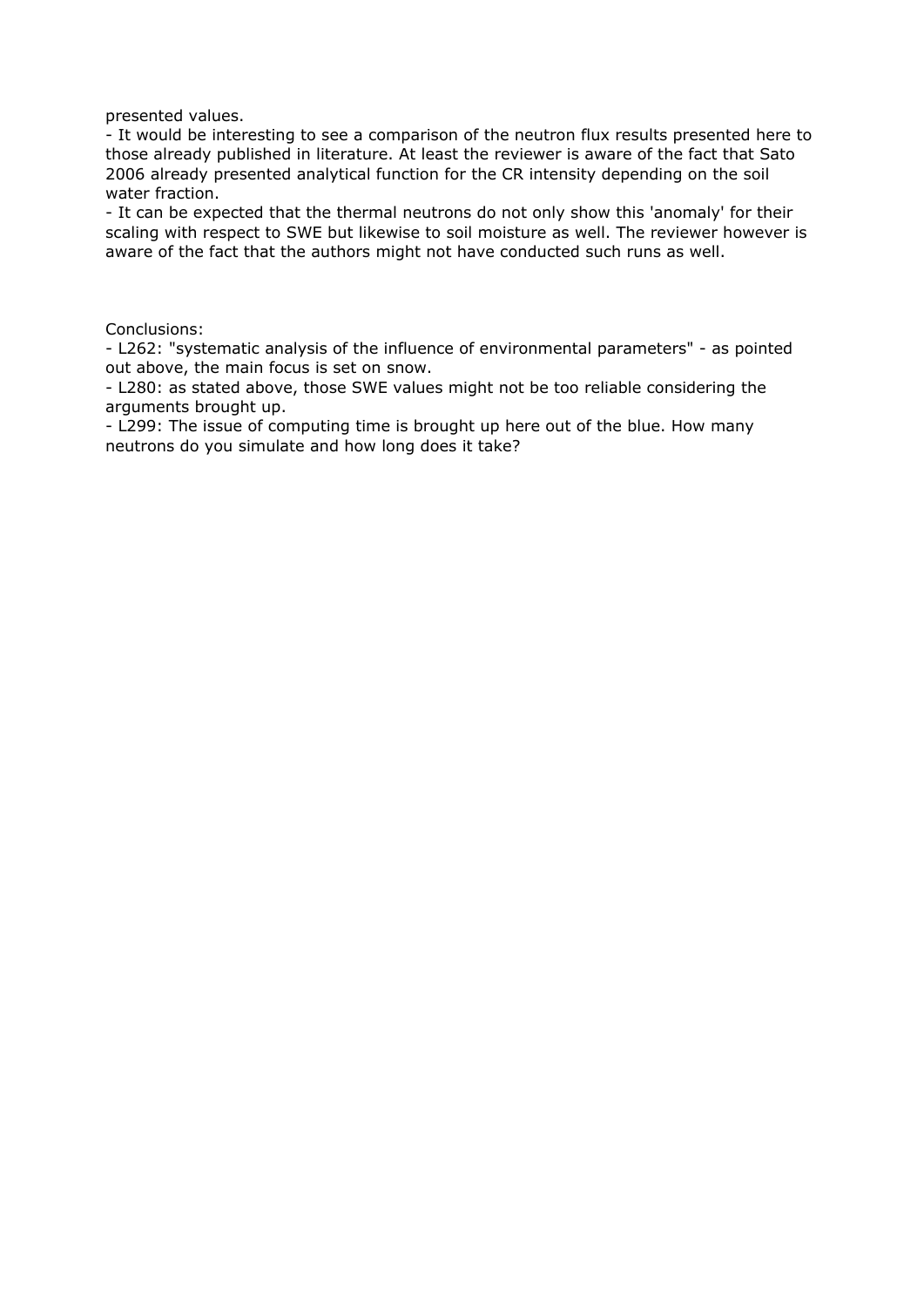presented values.

- It would be interesting to see a comparison of the neutron flux results presented here to those already published in literature. At least the reviewer is aware of the fact that Sato 2006 already presented analytical function for the CR intensity depending on the soil water fraction.
- It can be expected that the thermal neutrons do not only show this 'anomaly' for their scaling with respect to SWE but likewise to soil moisture as well. The reviewer however is aware of the fact that the authors might not have conducted such runs as well.

Conclusions:

- L262: "systematic analysis of the influence of environmental parameters" - as pointed out above, the main focus is set on snow.
- L280: as stated above, those SWE values might not be too reliable considering the arguments brought up.
- L299: The issue of computing time is brought up here out of the blue. How many neutrons do you simulate and how long does it take?